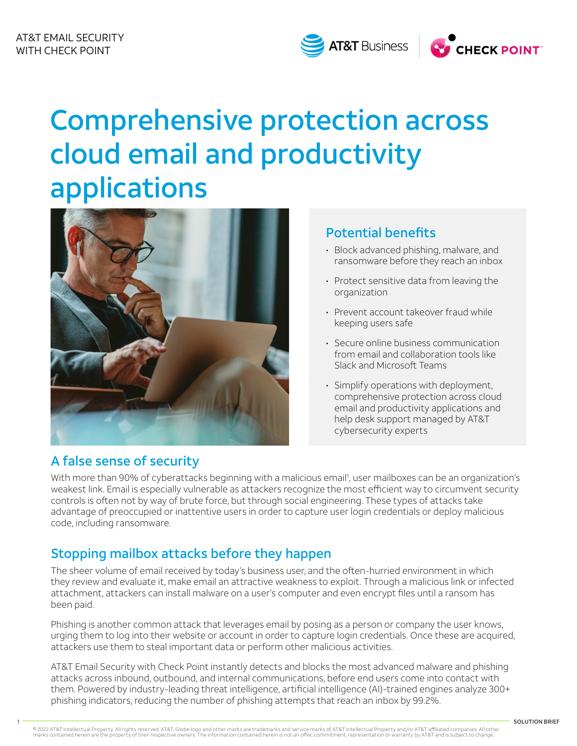AT&T EMAIL SECURITY
WITH CHECK POINT

# Comprehensive protection across cloud email and productivity applications

## Potential benefits

- Block advanced phishing, malware, and ransomware before they reach an inbox
- Protect sensitive data from leaving the organization
- Prevent account takeover fraud while keeping users safe
- Secure online business communication from email and collaboration tools like Slack and Microsoft Teams
- Simplify operations with deployment, comprehensive protection across cloud email and productivity applications and help desk support managed by AT&T cybersecurity experts

## A false sense of security

With more than 90% of cyberattacks beginning with a malicious email[1], user mailboxes can be an organization's weakest link. Email is especially vulnerable as attackers recognize the most efficient way to circumvent security controls is often not by way of brute force, but through social engineering. These types of attacks take advantage of preoccupied or inattentive users in order to capture user login credentials or deploy malicious code, including ransomware.

## Stopping mailbox attacks before they happen

The sheer volume of email received by today's business user, and the often-hurried environment in which they review and evaluate it, make email an attractive weakness to exploit. Through a malicious link or infected attachment, attackers can install malware on a user's computer and even encrypt files until a ransom has been paid.

Phishing is another common attack that leverages email by posing as a person or company the user knows, urging them to log into their website or account in order to capture login credentials. Once these are acquired, attackers use them to steal important data or perform other malicious activities.

AT&T Email Security with Check Point instantly detects and blocks the most advanced malware and phishing attacks across inbound, outbound, and internal communications, before end users come into contact with them. Powered by industry-leading threat intelligence, artificial intelligence (AI)-trained engines analyze 300+ phishing indicators, reducing the number of phishing attempts that reach an inbox by 99.2%.

SOLUTION BRIEF

© 2022 AT&T Intellectual Property. All rights reserved. AT&T, Globe logo and other marks are trademarks and service marks of AT&T Intellectual Property and/or AT&T affiliated companies. All other marks contained herein are the property of their respective owners. The information contained herein is not an offer, commitment, representation or warranty by AT&T and is subject to change.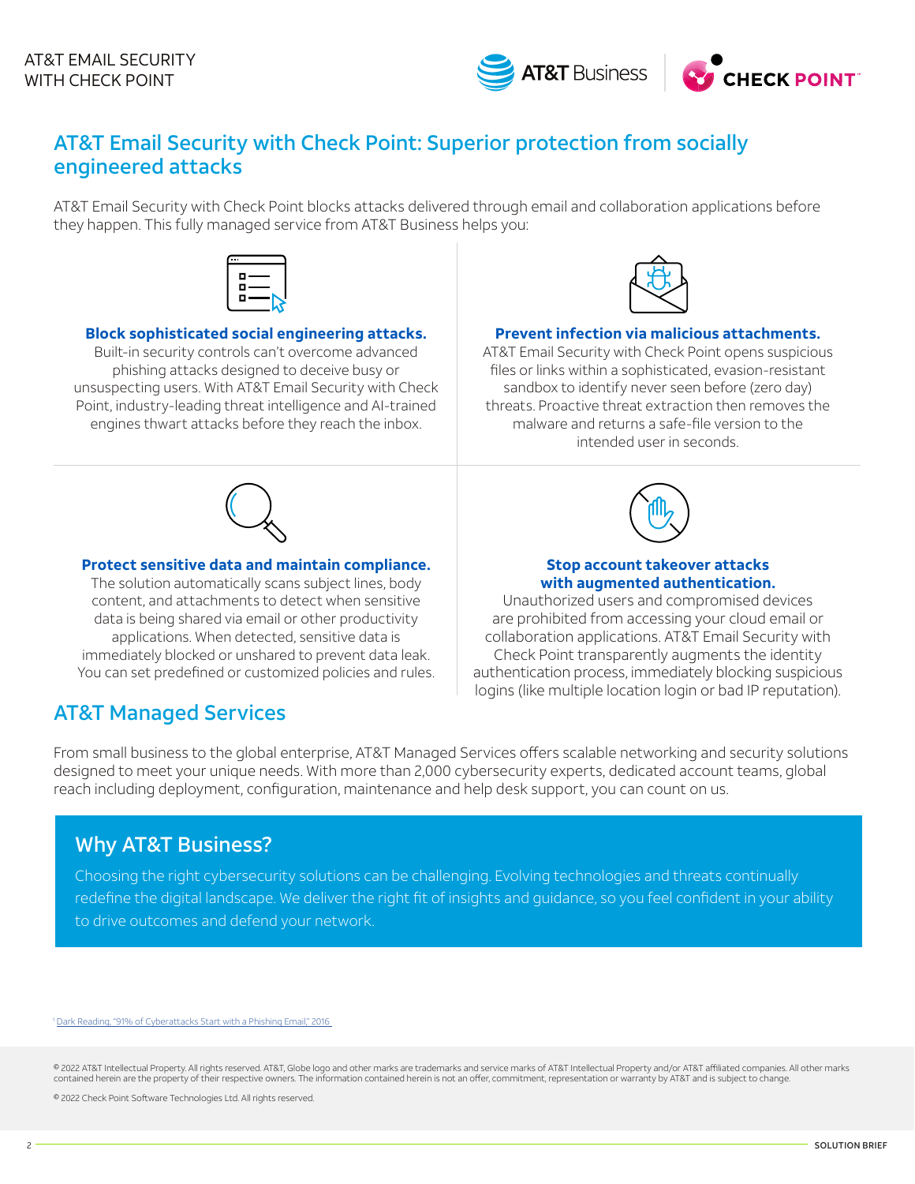## AT&T Email Security with Check Point: Superior protection from socially engineered attacks

AT&T Email Security with Check Point blocks attacks delivered through email and collaboration applications before they happen. This fully managed service from AT&T Business helps you:

**Block sophisticated social engineering attacks.**
Built-in security controls can't overcome advanced phishing attacks designed to deceive busy or unsuspecting users. With AT&T Email Security with Check Point, industry-leading threat intelligence and AI-trained engines thwart attacks before they reach the inbox.

**Prevent infection via malicious attachments.**
AT&T Email Security with Check Point opens suspicious files or links within a sophisticated, evasion-resistant sandbox to identify never seen before (zero day) threats. Proactive threat extraction then removes the malware and returns a safe-file version to the intended user in seconds.

**Protect sensitive data and maintain compliance.**
The solution automatically scans subject lines, body content, and attachments to detect when sensitive data is being shared via email or other productivity applications. When detected, sensitive data is immediately blocked or unshared to prevent data leak. You can set predefined or customized policies and rules.

**Stop account takeover attacks with augmented authentication.**
Unauthorized users and compromised devices are prohibited from accessing your cloud email or collaboration applications. AT&T Email Security with Check Point transparently augments the identity authentication process, immediately blocking suspicious logins (like multiple location login or bad IP reputation).

## AT&T Managed Services

From small business to the global enterprise, AT&T Managed Services offers scalable networking and security solutions designed to meet your unique needs. With more than 2,000 cybersecurity experts, dedicated account teams, global reach including deployment, configuration, maintenance and help desk support, you can count on us.

### Why AT&T Business?

Choosing the right cybersecurity solutions can be challenging. Evolving technologies and threats continually redefine the digital landscape. We deliver the right fit of insights and guidance, so you feel confident in your ability to drive outcomes and defend your network.

[1] Dark Reading, "91% of Cyberattacks Start with a Phishing Email," 2016

© 2022 AT&T Intellectual Property. All rights reserved. AT&T, Globe logo and other marks are trademarks and service marks of AT&T Intellectual Property and/or AT&T affiliated companies. All other marks contained herein are the property of their respective owners. The information contained herein is not an offer, commitment, representation or warranty by AT&T and is subject to change.

© 2022 Check Point Software Technologies Ltd. All rights reserved.